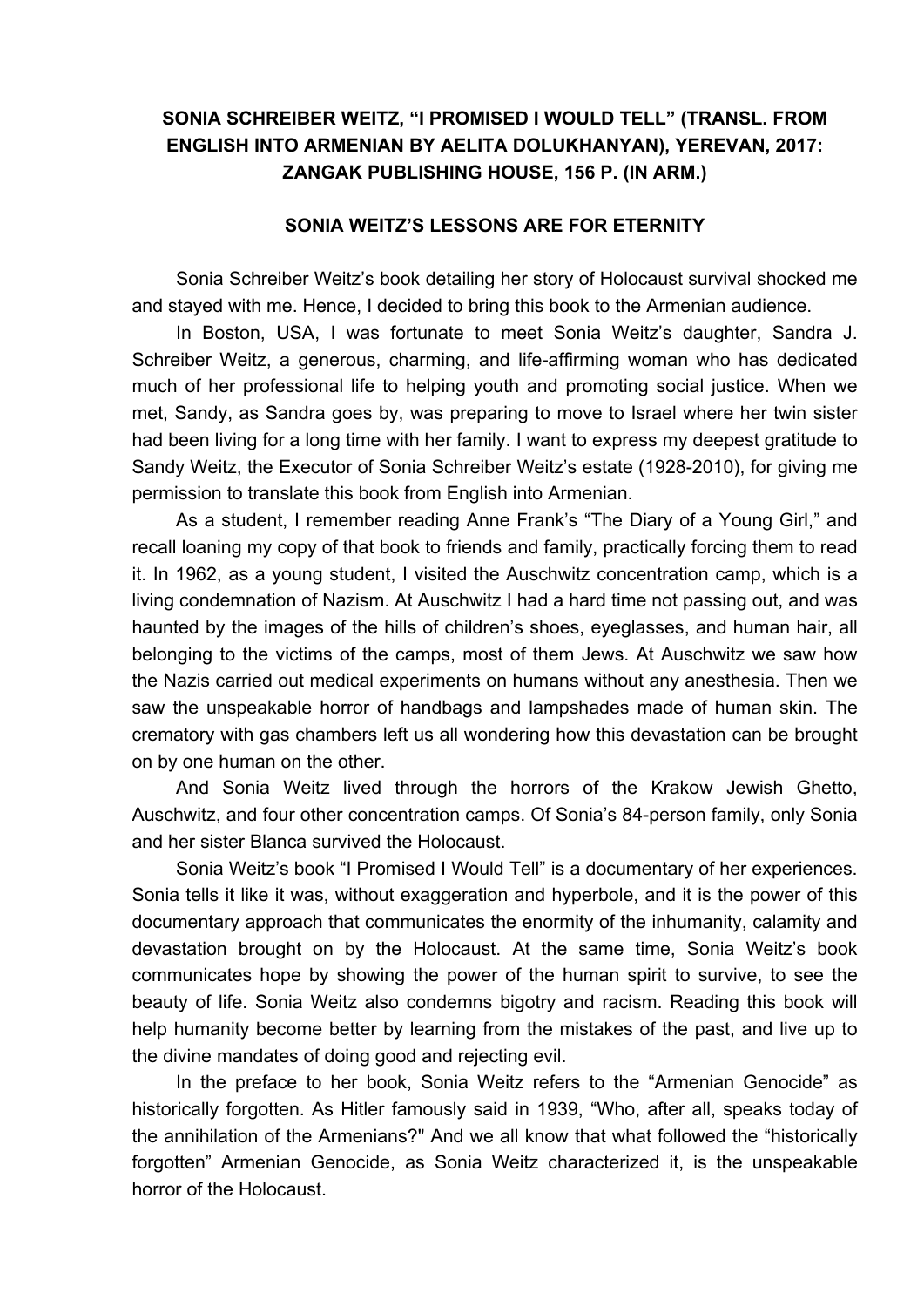**SONIA SCHREIBER WEITZ, "I PROMISED I WOULD TELL" (TRANSL. FROM ENGLISH INTO ARMENIAN BY AELITA DOLUKHANYAN), YEREVAN, 2017: ZANGAK PUBLISHING HOUSE, 156 P. (IN ARM.)**

**SONIA WEITZ'S LESSONS ARE FOR ETERNITY**

Sonia Schreiber Weitz's book detailing her story of Holocaust survival shocked me and stayed with me. Hence, I decided to bring this book to the Armenian audience.

In Boston, USA, I was fortunate to meet Sonia Weitz's daughter, Sandra J. Schreiber Weitz, a generous, charming, and life-affirming woman who has dedicated much of her professional life to helping youth and promoting social justice. When we met, Sandy, as Sandra goes by, was preparing to move to Israel where her twin sister had been living for a long time with her family. I want to express my deepest gratitude to Sandy Weitz, the Executor of Sonia Schreiber Weitz's estate (1928-2010), for giving me permission to translate this book from English into Armenian.

As a student, I remember reading Anne Frank's "The Diary of a Young Girl," and recall loaning my copy of that book to friends and family, practically forcing them to read it. In 1962, as a young student, I visited the Auschwitz concentration camp, which is a living condemnation of Nazism. At Auschwitz I had a hard time not passing out, and was haunted by the images of the hills of children's shoes, eyeglasses, and human hair, all belonging to the victims of the camps, most of them Jews. At Auschwitz we saw how the Nazis carried out medical experiments on humans without any anesthesia. Then we saw the unspeakable horror of handbags and lampshades made of human skin. The crematory with gas chambers left us all wondering how this devastation can be brought on by one human on the other.

And Sonia Weitz lived through the horrors of the Krakow Jewish Ghetto, Auschwitz, and four other concentration camps. Of Sonia's 84-person family, only Sonia and her sister Blanca survived the Holocaust.

Sonia Weitz's book "I Promised I Would Tell" is a documentary of her experiences. Sonia tells it like it was, without exaggeration and hyperbole, and it is the power of this documentary approach that communicates the enormity of the inhumanity, calamity and devastation brought on by the Holocaust. At the same time, Sonia Weitz's book communicates hope by showing the power of the human spirit to survive, to see the beauty of life. Sonia Weitz also condemns bigotry and racism. Reading this book will help humanity become better by learning from the mistakes of the past, and live up to the divine mandates of doing good and rejecting evil.

In the preface to her book, Sonia Weitz refers to the "Armenian Genocide" as historically forgotten. As Hitler famously said in 1939, "Who, after all, speaks today of the annihilation of the Armenians?" And we all know that what followed the "historically forgotten" Armenian Genocide, as Sonia Weitz characterized it, is the unspeakable horror of the Holocaust.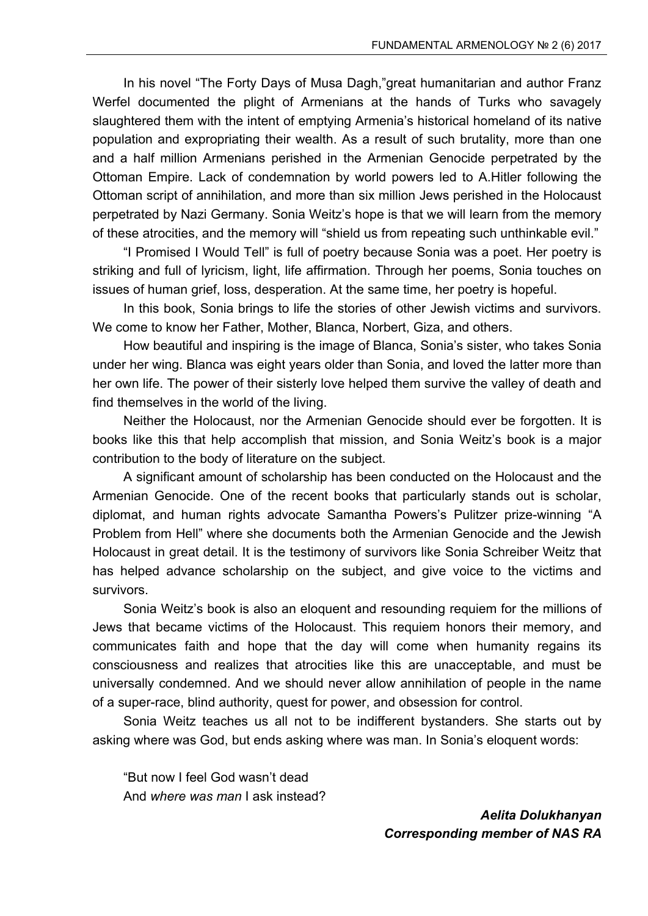In his novel "The Forty Days of Musa Dagh,"great humanitarian and author Franz Werfel documented the plight of Armenians at the hands of Turks who savagely slaughtered them with the intent of emptying Armenia's historical homeland of its native population and expropriating their wealth. As a result of such brutality, more than one and a half million Armenians perished in the Armenian Genocide perpetrated by the Ottoman Empire. Lack of condemnation by world powers led to A.Hitler following the Ottoman script of annihilation, and more than six million Jews perished in the Holocaust perpetrated by Nazi Germany. Sonia Weitz's hope is that we will learn from the memory of these atrocities, and the memory will "shield us from repeating such unthinkable evil."

"I Promised I Would Tell" is full of poetry because Sonia was a poet. Her poetry is striking and full of lyricism, light, life affirmation. Through her poems, Sonia touches on issues of human grief, loss, desperation. At the same time, her poetry is hopeful.

In this book, Sonia brings to life the stories of other Jewish victims and survivors. We come to know her Father, Mother, Blanca, Norbert, Giza, and others.

How beautiful and inspiring is the image of Blanca, Sonia's sister, who takes Sonia under her wing. Blanca was eight years older than Sonia, and loved the latter more than her own life. The power of their sisterly love helped them survive the valley of death and find themselves in the world of the living.

Neither the Holocaust, nor the Armenian Genocide should ever be forgotten. It is books like this that help accomplish that mission, and Sonia Weitz's book is a major contribution to the body of literature on the subject.

A significant amount of scholarship has been conducted on the Holocaust and the Armenian Genocide. One of the recent books that particularly stands out is scholar, diplomat, and human rights advocate Samantha Powers's Pulitzer prize-winning "A Problem from Hell" where she documents both the Armenian Genocide and the Jewish Holocaust in great detail. It is the testimony of survivors like Sonia Schreiber Weitz that has helped advance scholarship on the subject, and give voice to the victims and survivors.

Sonia Weitz's book is also an eloquent and resounding requiem for the millions of Jews that became victims of the Holocaust. This requiem honors their memory, and communicates faith and hope that the day will come when humanity regains its consciousness and realizes that atrocities like this are unacceptable, and must be universally condemned. And we should never allow annihilation of people in the name of a super-race, blind authority, quest for power, and obsession for control.

Sonia Weitz teaches us all not to be indifferent bystanders. She starts out by asking where was God, but ends asking where was man. In Sonia's eloquent words:

"But now I feel God wasn't dead
And *where was man* I ask instead?

***Aelita Dolukhanyan***
***Corresponding member of NAS RA***